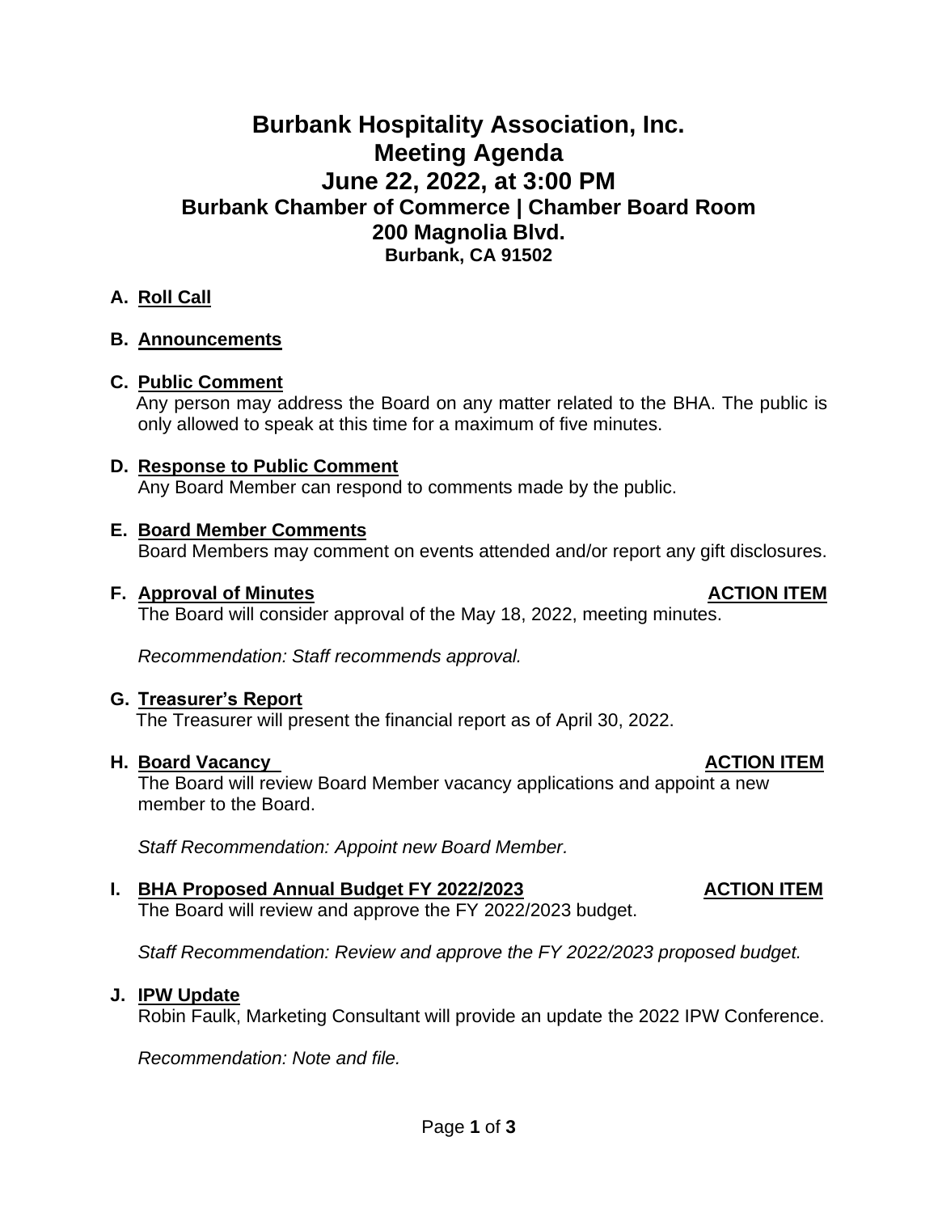# Burbank Hospitality Association, Inc.
# Meeting Agenda
# June 22, 2022, at 3:00 PM
## Burbank Chamber of Commerce | Chamber Board Room
## 200 Magnolia Blvd.
### Burbank, CA 91502

**A. Roll Call**

**B. Announcements**

**C. Public Comment**

Any person may address the Board on any matter related to the BHA. The public is only allowed to speak at this time for a maximum of five minutes.

**D. Response to Public Comment**

Any Board Member can respond to comments made by the public.

**E. Board Member Comments**

Board Members may comment on events attended and/or report any gift disclosures.

**F. Approval of Minutes** — **ACTION ITEM**

The Board will consider approval of the May 18, 2022, meeting minutes.

*Recommendation: Staff recommends approval.*

**G. Treasurer's Report**

The Treasurer will present the financial report as of April 30, 2022.

**H. Board Vacancy** — **ACTION ITEM**

The Board will review Board Member vacancy applications and appoint a new member to the Board.

*Staff Recommendation: Appoint new Board Member.*

**I. BHA Proposed Annual Budget FY 2022/2023** — **ACTION ITEM**

The Board will review and approve the FY 2022/2023 budget.

*Staff Recommendation: Review and approve the FY 2022/2023 proposed budget.*

**J. IPW Update**

Robin Faulk, Marketing Consultant will provide an update the 2022 IPW Conference.

*Recommendation: Note and file.*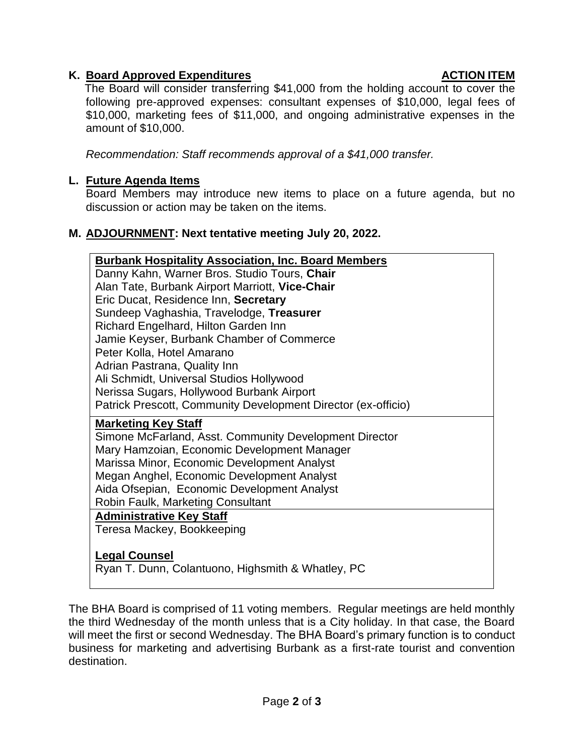**K. Board Approved Expenditures** **ACTION ITEM**

The Board will consider transferring $41,000 from the holding account to cover the following pre-approved expenses: consultant expenses of $10,000, legal fees of $10,000, marketing fees of $11,000, and ongoing administrative expenses in the amount of $10,000.

*Recommendation: Staff recommends approval of a $41,000 transfer.*

**L. Future Agenda Items**

Board Members may introduce new items to place on a future agenda, but no discussion or action may be taken on the items.

**M. ADJOURNMENT: Next tentative meeting July 20, 2022.**

| **Burbank Hospitality Association, Inc. Board Members** |
|---|
| Danny Kahn, Warner Bros. Studio Tours, **Chair**<br>Alan Tate, Burbank Airport Marriott, **Vice-Chair**<br>Eric Ducat, Residence Inn, **Secretary**<br>Sundeep Vaghashia, Travelodge, **Treasurer**<br>Richard Engelhard, Hilton Garden Inn<br>Jamie Keyser, Burbank Chamber of Commerce<br>Peter Kolla, Hotel Amarano<br>Adrian Pastrana, Quality Inn<br>Ali Schmidt, Universal Studios Hollywood<br>Nerissa Sugars, Hollywood Burbank Airport<br>Patrick Prescott, Community Development Director (ex-officio) |
| **Marketing Key Staff**<br>Simone McFarland, Asst. Community Development Director<br>Mary Hamzoian, Economic Development Manager<br>Marissa Minor, Economic Development Analyst<br>Megan Anghel, Economic Development Analyst<br>Aida Ofsepian, Economic Development Analyst<br>Robin Faulk, Marketing Consultant |
| **Administrative Key Staff**<br>Teresa Mackey, Bookkeeping<br><br>**Legal Counsel**<br>Ryan T. Dunn, Colantuono, Highsmith & Whatley, PC |

The BHA Board is comprised of 11 voting members. Regular meetings are held monthly the third Wednesday of the month unless that is a City holiday. In that case, the Board will meet the first or second Wednesday. The BHA Board's primary function is to conduct business for marketing and advertising Burbank as a first-rate tourist and convention destination.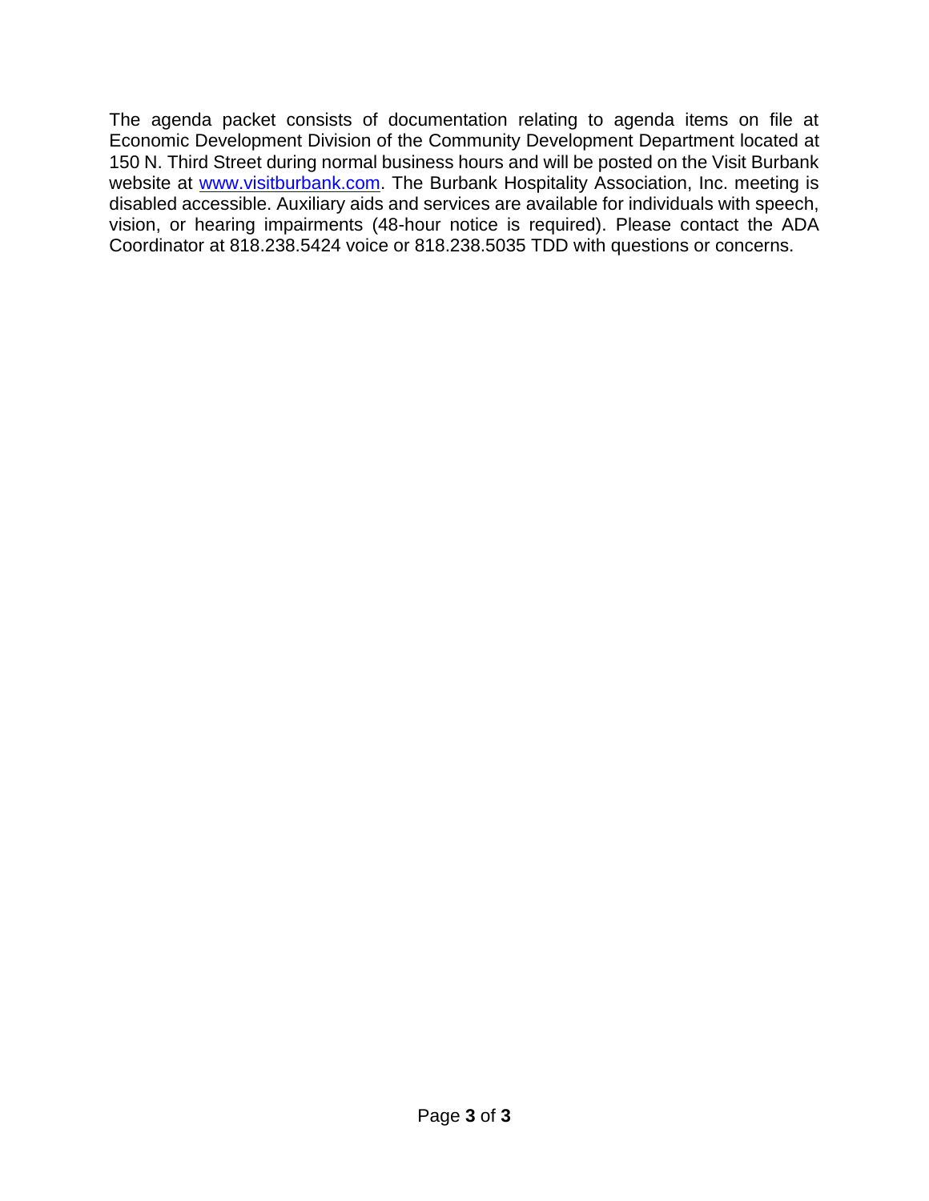The agenda packet consists of documentation relating to agenda items on file at Economic Development Division of the Community Development Department located at 150 N. Third Street during normal business hours and will be posted on the Visit Burbank website at [www.visitburbank.com](http://www.visitburbank.com). The Burbank Hospitality Association, Inc. meeting is disabled accessible. Auxiliary aids and services are available for individuals with speech, vision, or hearing impairments (48-hour notice is required). Please contact the ADA Coordinator at 818.238.5424 voice or 818.238.5035 TDD with questions or concerns.